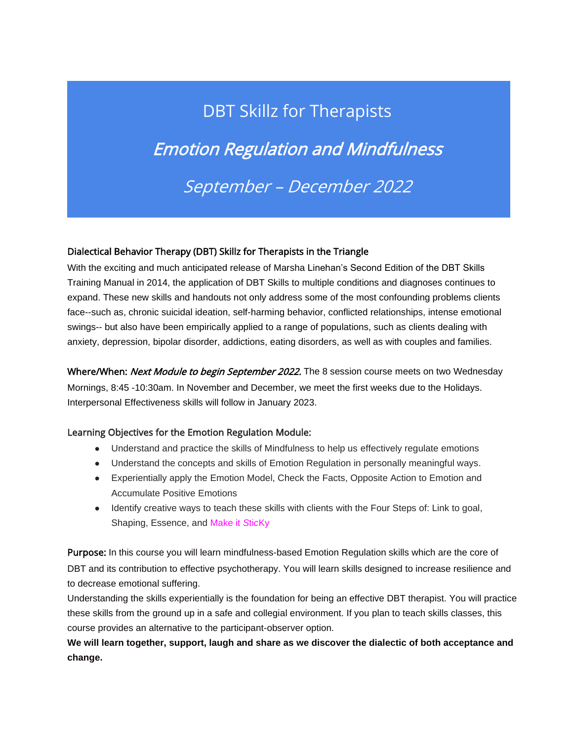# DBT Skillz for Therapists

## *Emotion Regulation and Mindfulness*

### *September – December 2022*

**Dialectical Behavior Therapy (DBT) Skillz for Therapists in the Triangle**

With the exciting and much anticipated release of Marsha Linehan's Second Edition of the DBT Skills Training Manual in 2014, the application of DBT Skills to multiple conditions and diagnoses continues to expand. These new skills and handouts not only address some of the most confounding problems clients face--such as, chronic suicidal ideation, self-harming behavior, conflicted relationships, intense emotional swings-- but also have been empirically applied to a range of populations, such as clients dealing with anxiety, depression, bipolar disorder, addictions, eating disorders, as well as with couples and families.

**Where/When:** ***Next Module to begin September 2022.*** The 8 session course meets on two Wednesday Mornings, 8:45 -10:30am. In November and December, we meet the first weeks due to the Holidays. Interpersonal Effectiveness skills will follow in January 2023.

**Learning Objectives for the Emotion Regulation Module:**

- Understand and practice the skills of Mindfulness to help us effectively regulate emotions
- Understand the concepts and skills of Emotion Regulation in personally meaningful ways.
- Experientially apply the Emotion Model, Check the Facts, Opposite Action to Emotion and Accumulate Positive Emotions
- Identify creative ways to teach these skills with clients with the Four Steps of: Link to goal, Shaping, Essence, and Make it *S*ticKy

**Purpose:** In this course you will learn mindfulness-based Emotion Regulation skills which are the core of DBT and its contribution to effective psychotherapy. You will learn skills designed to increase resilience and to decrease emotional suffering.

Understanding the skills experientially is the foundation for being an effective DBT therapist. You will practice these skills from the ground up in a safe and collegial environment. If you plan to teach skills classes, this course provides an alternative to the participant-observer option.

**We will learn together, support, laugh and share as we discover the dialectic of both acceptance and change.**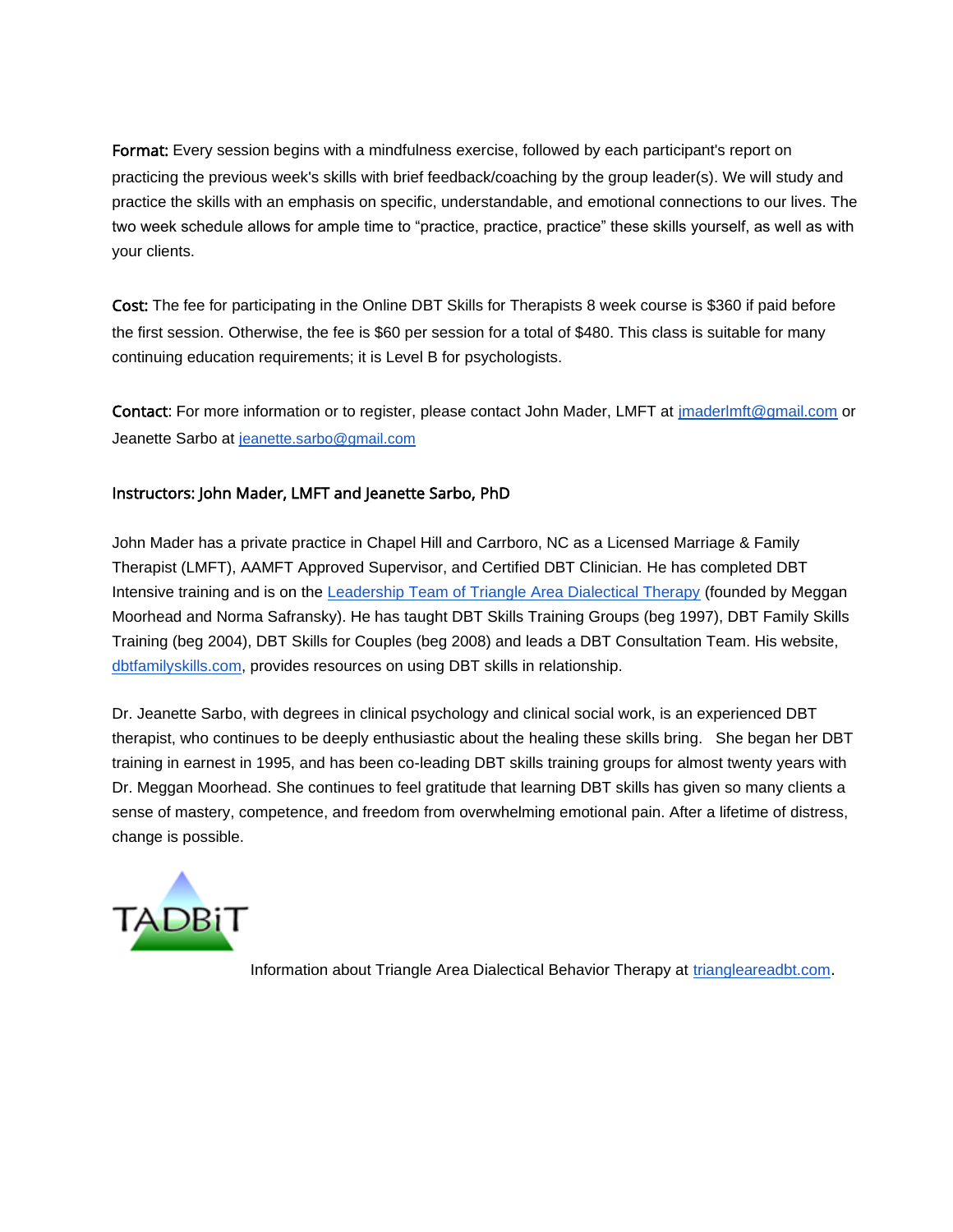**Format:** Every session begins with a mindfulness exercise, followed by each participant's report on practicing the previous week's skills with brief feedback/coaching by the group leader(s). We will study and practice the skills with an emphasis on specific, understandable, and emotional connections to our lives. The two week schedule allows for ample time to "practice, practice, practice" these skills yourself, as well as with your clients.

**Cost:** The fee for participating in the Online DBT Skills for Therapists 8 week course is $360 if paid before the first session. Otherwise, the fee is $60 per session for a total of $480. This class is suitable for many continuing education requirements; it is Level B for psychologists.

**Contact**: For more information or to register, please contact John Mader, LMFT at jmaderlmft@gmail.com or Jeanette Sarbo at jeanette.sarbo@gmail.com

## Instructors: John Mader, LMFT and Jeanette Sarbo, PhD

John Mader has a private practice in Chapel Hill and Carrboro, NC as a Licensed Marriage & Family Therapist (LMFT), AAMFT Approved Supervisor, and Certified DBT Clinician. He has completed DBT Intensive training and is on the Leadership Team of Triangle Area Dialectical Therapy (founded by Meggan Moorhead and Norma Safransky). He has taught DBT Skills Training Groups (beg 1997), DBT Family Skills Training (beg 2004), DBT Skills for Couples (beg 2008) and leads a DBT Consultation Team. His website, dbtfamilyskills.com, provides resources on using DBT skills in relationship.

Dr. Jeanette Sarbo, with degrees in clinical psychology and clinical social work, is an experienced DBT therapist, who continues to be deeply enthusiastic about the healing these skills bring. She began her DBT training in earnest in 1995, and has been co-leading DBT skills training groups for almost twenty years with Dr. Meggan Moorhead. She continues to feel gratitude that learning DBT skills has given so many clients a sense of mastery, competence, and freedom from overwhelming emotional pain. After a lifetime of distress, change is possible.

TADBiT

Information about Triangle Area Dialectical Behavior Therapy at triangleareadbt.com.